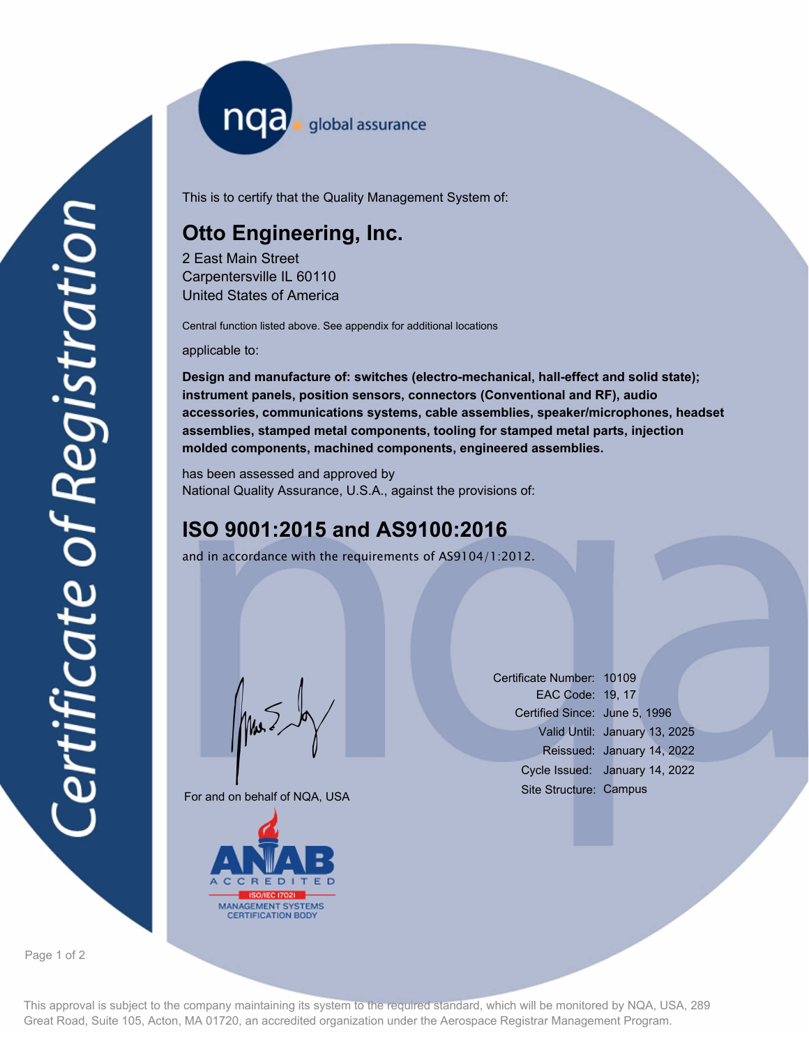nqa global assurance

# Certificate of Registration

This is to certify that the Quality Management System of:

## Otto Engineering, Inc.

2 East Main Street
Carpentersville IL 60110
United States of America

Central function listed above. See appendix for additional locations

applicable to:

**Design and manufacture of: switches (electro-mechanical, hall-effect and solid state); instrument panels, position sensors, connectors (Conventional and RF), audio accessories, communications systems, cable assemblies, speaker/microphones, headset assemblies, stamped metal components, tooling for stamped metal parts, injection molded components, machined components, engineered assemblies.**

has been assessed and approved by
National Quality Assurance, U.S.A., against the provisions of:

## ISO 9001:2015 and AS9100:2016

and in accordance with the requirements of AS9104/1:2012.

For and on behalf of NQA, USA

| | |
|---|---|
| Certificate Number: | 10109 |
| EAC Code: | 19, 17 |
| Certified Since: | June 5, 1996 |
| Valid Until: | January 13, 2025 |
| Reissued: | January 14, 2022 |
| Cycle Issued: | January 14, 2022 |
| Site Structure: | Campus |

ANAB ACCREDITED ISO/IEC 17021 MANAGEMENT SYSTEMS CERTIFICATION BODY

This approval is subject to the company maintaining its system to the required standard, which will be monitored by NQA, USA, 289 Great Road, Suite 105, Acton, MA 01720, an accredited organization under the Aerospace Registrar Management Program.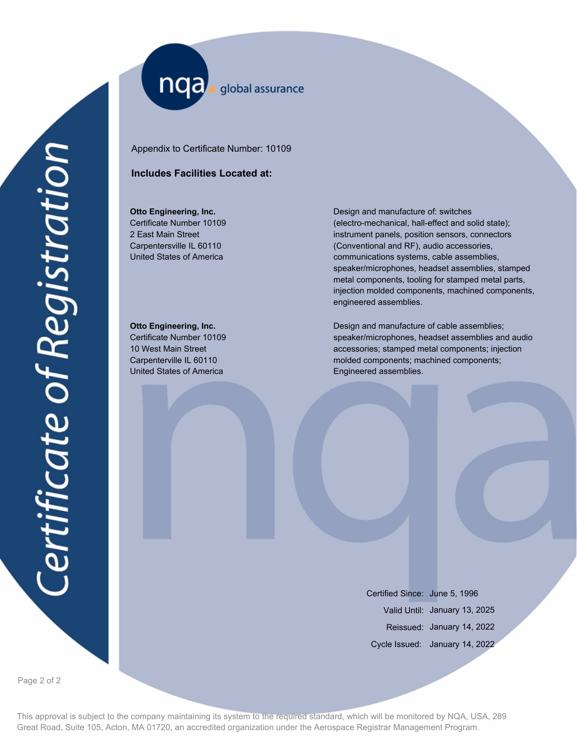nqa global assurance

Certificate of Registration

Appendix to Certificate Number: 10109

**Includes Facilities Located at:**

**Otto Engineering, Inc.**
Certificate Number 10109
2 East Main Street
Carpentersville IL 60110
United States of America

Design and manufacture of: switches (electro-mechanical, hall-effect and solid state); instrument panels, position sensors, connectors (Conventional and RF), audio accessories, communications systems, cable assemblies, speaker/microphones, headset assemblies, stamped metal components, tooling for stamped metal parts, injection molded components, machined components, engineered assemblies.

**Otto Engineering, Inc.**
Certificate Number 10109
10 West Main Street
Carpenterville IL 60110
United States of America

Design and manufacture of cable assemblies; speaker/microphones, headset assemblies and audio accessories; stamped metal components; injection molded components; machined components; Engineered assemblies.

Certified Since: June 5, 1996
Valid Until: January 13, 2025
Reissued: January 14, 2022
Cycle Issued: January 14, 2022

This approval is subject to the company maintaining its system to the required standard, which will be monitored by NQA, USA, 289 Great Road, Suite 105, Acton, MA 01720, an accredited organization under the Aerospace Registrar Management Program.